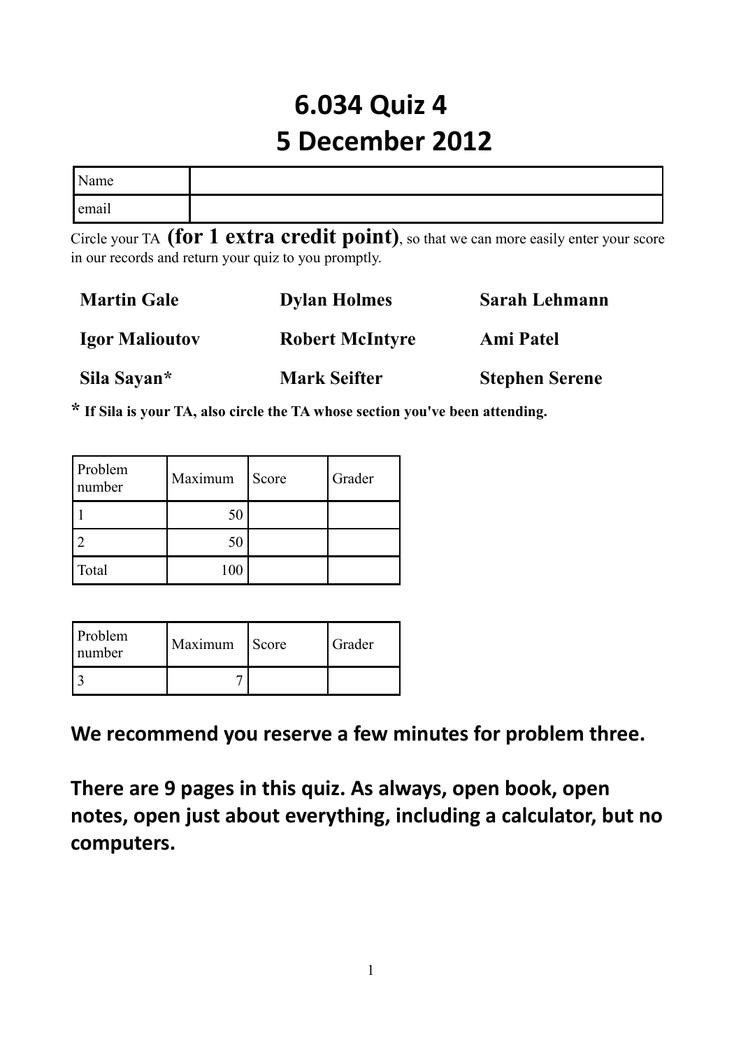# 6.034 Quiz 4
# 5 December 2012

| Name | |
|---|---|
| email | |

Circle your TA **(for 1 extra credit point)**, so that we can more easily enter your score in our records and return your quiz to you promptly.

| | | |
|---|---|---|
| **Martin Gale** | **Dylan Holmes** | **Sarah Lehmann** |
| **Igor Malioutov** | **Robert McIntyre** | **Ami Patel** |
| **Sila Sayan*** | **Mark Seifter** | **Stephen Serene** |

**\* If Sila is your TA, also circle the TA whose section you've been attending.**

| Problem number | Maximum | Score | Grader |
|---|---|---|---|
| 1 | 50 | | |
| 2 | 50 | | |
| Total | 100 | | |

| Problem number | Maximum | Score | Grader |
|---|---|---|---|
| 3 | 7 | | |

**We recommend you reserve a few minutes for problem three.**

**There are 9 pages in this quiz. As always, open book, open notes, open just about everything, including a calculator, but no computers.**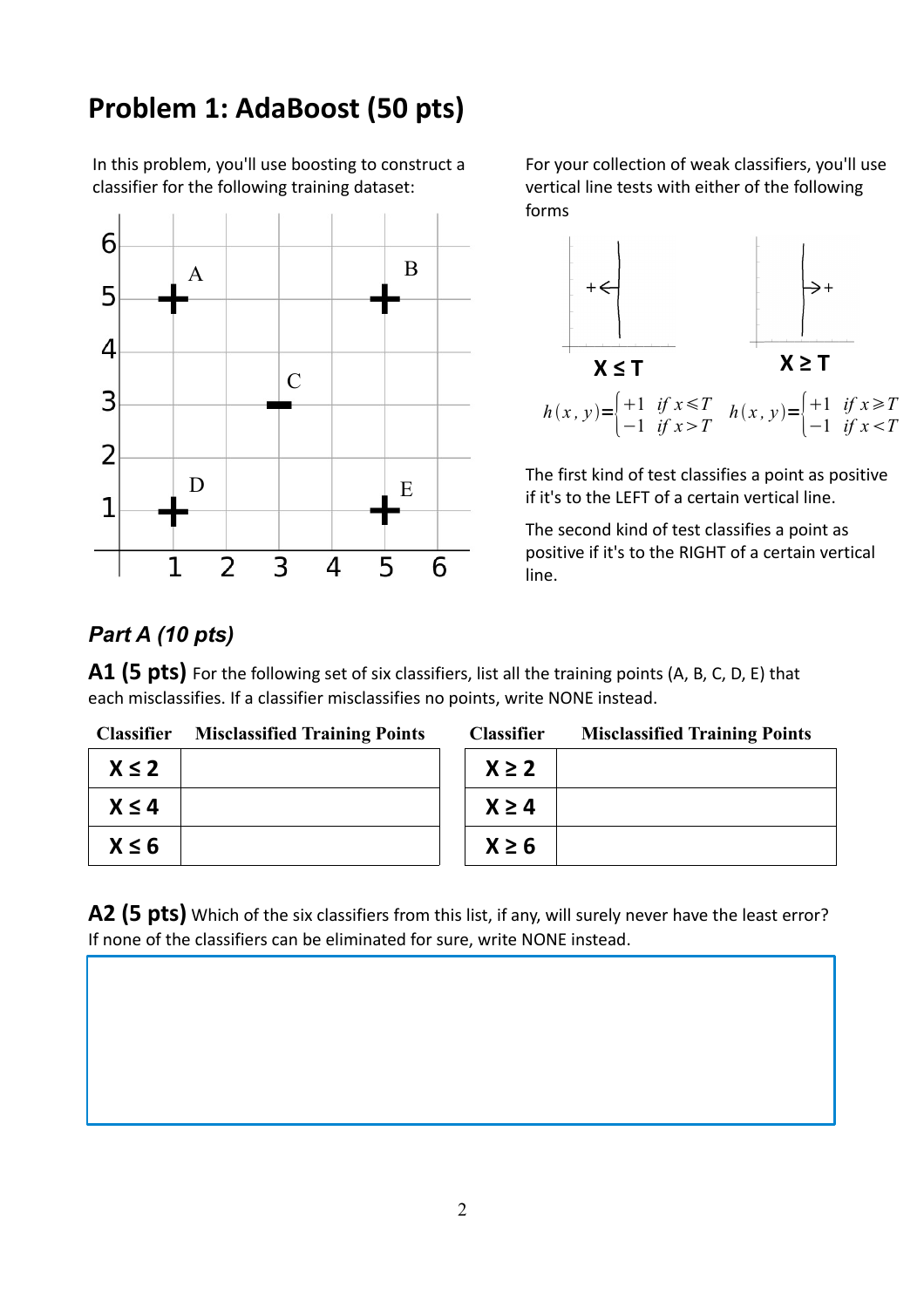# Problem 1: AdaBoost (50 pts)

In this problem, you'll use boosting to construct a classifier for the following training dataset:

For your collection of weak classifiers, you'll use vertical line tests with either of the following forms

**X ≤ T**

$$h(x,y) = \begin{cases} +1 & if\ x \leq T \\ -1 & if\ x > T \end{cases}$$

**X ≥ T**

$$h(x,y) = \begin{cases} +1 & if\ x \geq T \\ -1 & if\ x < T \end{cases}$$

The first kind of test classifies a point as positive if it's to the LEFT of a certain vertical line.

The second kind of test classifies a point as positive if it's to the RIGHT of a certain vertical line.

## *Part A (10 pts)*

**A1 (5 pts)** For the following set of six classifiers, list all the training points (A, B, C, D, E) that each misclassifies. If a classifier misclassifies no points, write NONE instead.

| Classifier | Misclassified Training Points |
|---|---|
| **X ≤ 2** | |
| **X ≤ 4** | |
| **X ≤ 6** | |

| Classifier | Misclassified Training Points |
|---|---|
| **X ≥ 2** | |
| **X ≥ 4** | |
| **X ≥ 6** | |

**A2 (5 pts)** Which of the six classifiers from this list, if any, will surely never have the least error? If none of the classifiers can be eliminated for sure, write NONE instead.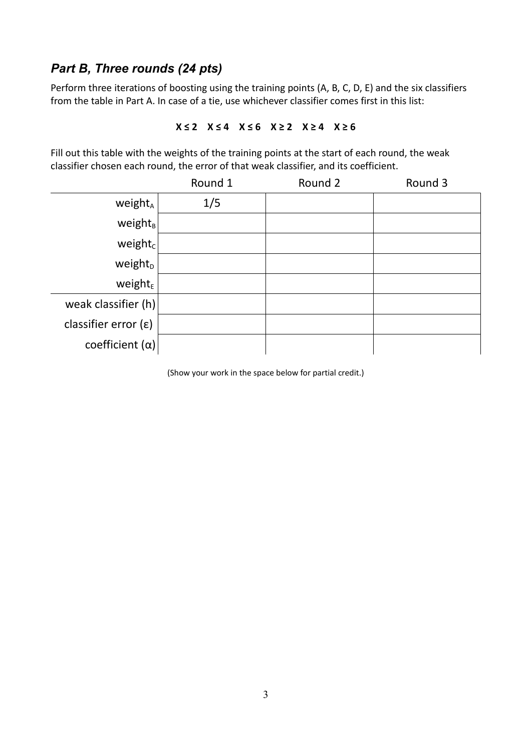### *Part B, Three rounds (24 pts)*

Perform three iterations of boosting using the training points (A, B, C, D, E) and the six classifiers from the table in Part A. In case of a tie, use whichever classifier comes first in this list:

**X ≤ 2 X ≤ 4 X ≤ 6 X ≥ 2 X ≥ 4 X ≥ 6**

Fill out this table with the weights of the training points at the start of each round, the weak classifier chosen each round, the error of that weak classifier, and its coefficient.

| | Round 1 | Round 2 | Round 3 |
|---|---|---|---|
| $weight_A$ | 1/5 | | |
| $weight_B$ | | | |
| $weight_C$ | | | |
| $weight_D$ | | | |
| $weight_E$ | | | |
| weak classifier (h) | | | |
| classifier error (ε) | | | |
| coefficient (α) | | | |

(Show your work in the space below for partial credit.)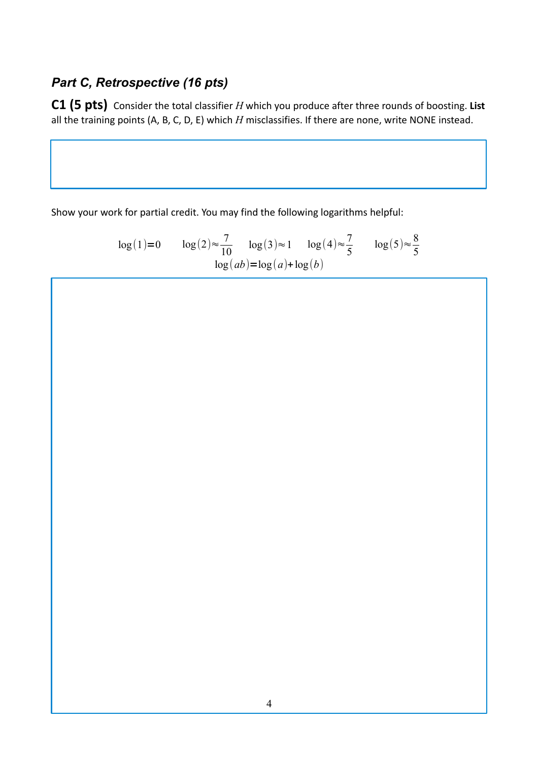## *Part C, Retrospective (16 pts)*

**C1 (5 pts)** Consider the total classifier $H$ which you produce after three rounds of boosting. **List** all the training points (A, B, C, D, E) which $H$ misclassifies. If there are none, write NONE instead.

Show your work for partial credit. You may find the following logarithms helpful:

$$\log(1)=0 \qquad \log(2)\approx\frac{7}{10} \qquad \log(3)\approx 1 \qquad \log(4)\approx\frac{7}{5} \qquad \log(5)\approx\frac{8}{5}$$

$$\log(ab)=\log(a)+\log(b)$$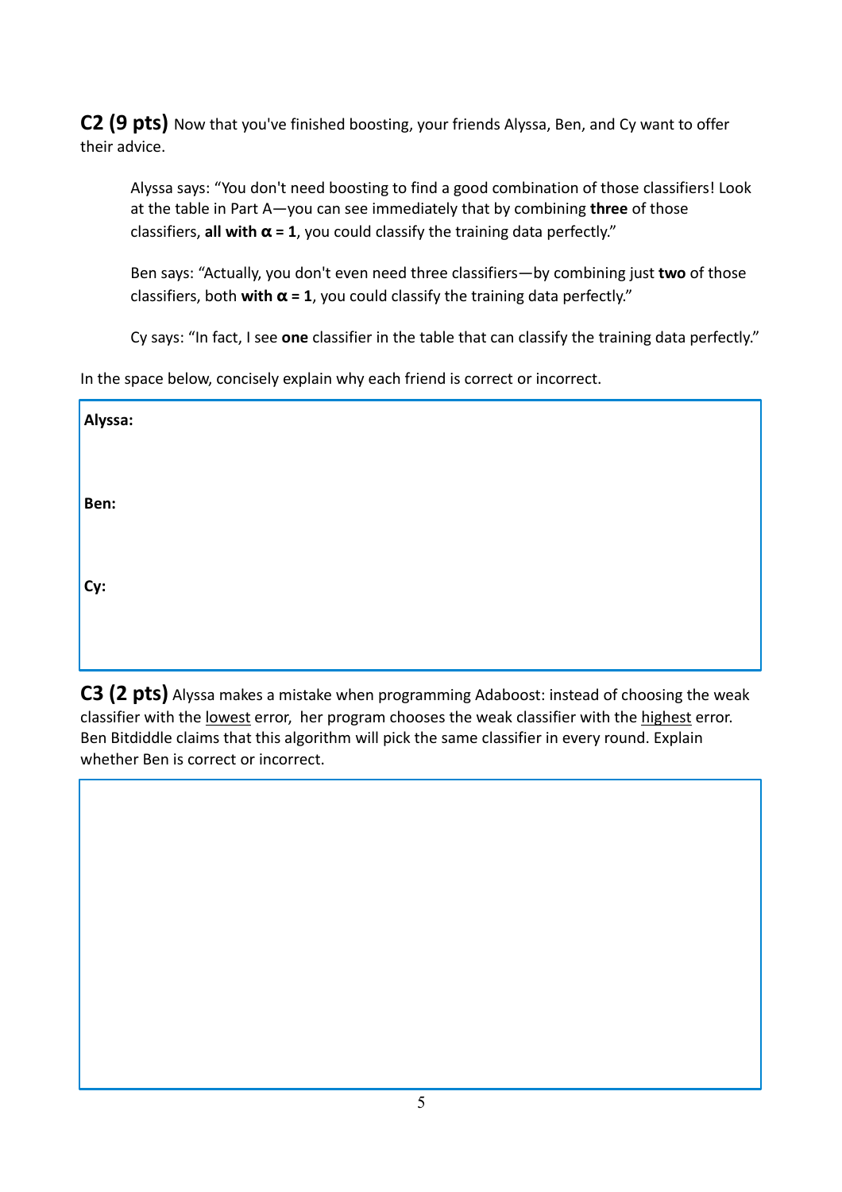**C2 (9 pts)** Now that you've finished boosting, your friends Alyssa, Ben, and Cy want to offer their advice.

> Alyssa says: "You don't need boosting to find a good combination of those classifiers! Look at the table in Part A—you can see immediately that by combining **three** of those classifiers, **all with α = 1**, you could classify the training data perfectly."
>
> Ben says: "Actually, you don't even need three classifiers—by combining just **two** of those classifiers, both **with α = 1**, you could classify the training data perfectly."
>
> Cy says: "In fact, I see **one** classifier in the table that can classify the training data perfectly."

In the space below, concisely explain why each friend is correct or incorrect.

**Alyssa:**

**Ben:**

**Cy:**

**C3 (2 pts)** Alyssa makes a mistake when programming Adaboost: instead of choosing the weak classifier with the <u>lowest</u> error, her program chooses the weak classifier with the <u>highest</u> error. Ben Bitdiddle claims that this algorithm will pick the same classifier in every round. Explain whether Ben is correct or incorrect.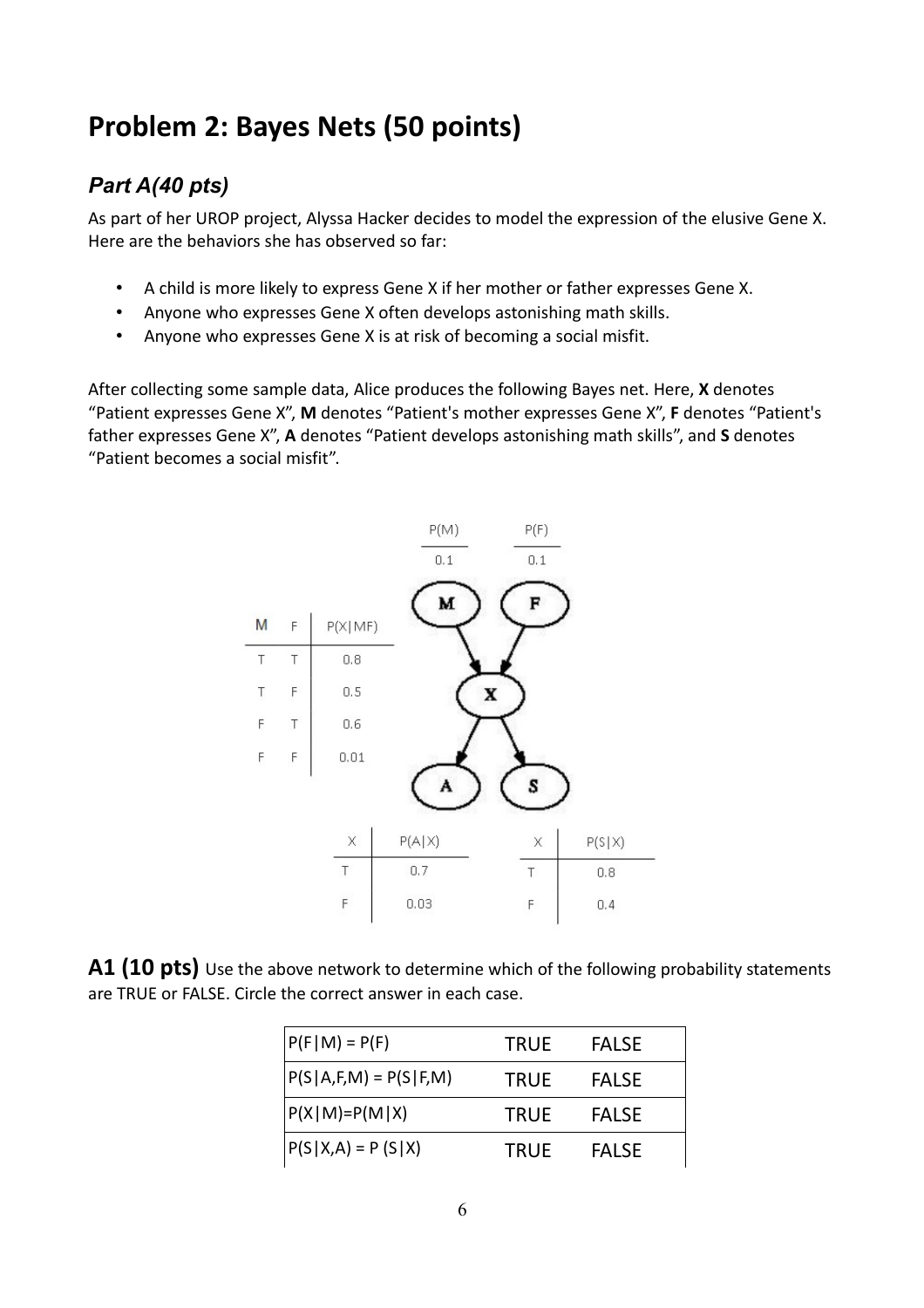# Problem 2: Bayes Nets (50 points)

## *Part A(40 pts)*

As part of her UROP project, Alyssa Hacker decides to model the expression of the elusive Gene X. Here are the behaviors she has observed so far:

- A child is more likely to express Gene X if her mother or father expresses Gene X.
- Anyone who expresses Gene X often develops astonishing math skills.
- Anyone who expresses Gene X is at risk of becoming a social misfit.

After collecting some sample data, Alice produces the following Bayes net. Here, **X** denotes "Patient expresses Gene X", **M** denotes "Patient's mother expresses Gene X", **F** denotes "Patient's father expresses Gene X", **A** denotes "Patient develops astonishing math skills", and **S** denotes "Patient becomes a social misfit".

| P(M) |
|---|
| 0.1 |

| P(F) |
|---|
| 0.1 |

| M | F | P(X\|MF) |
|---|---|---|
| T | T | 0.8 |
| T | F | 0.5 |
| F | T | 0.6 |
| F | F | 0.01 |

| X | P(A\|X) |
|---|---|
| T | 0.7 |
| F | 0.03 |

| X | P(S\|X) |
|---|---|
| T | 0.8 |
| F | 0.4 |

Network structure: M → X, F → X, X → A, X → S

**A1 (10 pts)** Use the above network to determine which of the following probability statements are TRUE or FALSE. Circle the correct answer in each case.

| | | |
|---|---|---|
| P(F\|M) = P(F) | TRUE | FALSE |
| P(S\|A,F,M) = P(S\|F,M) | TRUE | FALSE |
| P(X\|M)=P(M\|X) | TRUE | FALSE |
| P(S\|X,A) = P (S\|X) | TRUE | FALSE |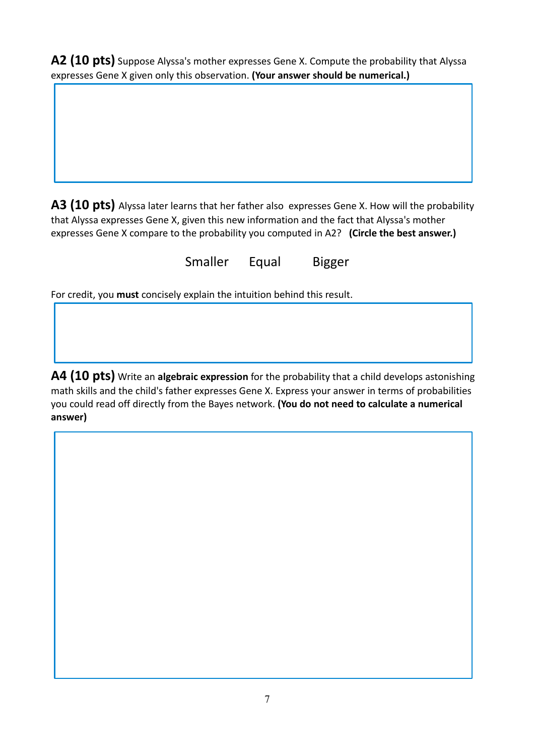**A2 (10 pts)** Suppose Alyssa's mother expresses Gene X. Compute the probability that Alyssa expresses Gene X given only this observation. **(Your answer should be numerical.)**

**A3 (10 pts)** Alyssa later learns that her father also expresses Gene X. How will the probability that Alyssa expresses Gene X, given this new information and the fact that Alyssa's mother expresses Gene X compare to the probability you computed in A2? **(Circle the best answer.)**

Smaller Equal Bigger

For credit, you **must** concisely explain the intuition behind this result.

**A4 (10 pts)** Write an **algebraic expression** for the probability that a child develops astonishing math skills and the child's father expresses Gene X. Express your answer in terms of probabilities you could read off directly from the Bayes network. **(You do not need to calculate a numerical answer)**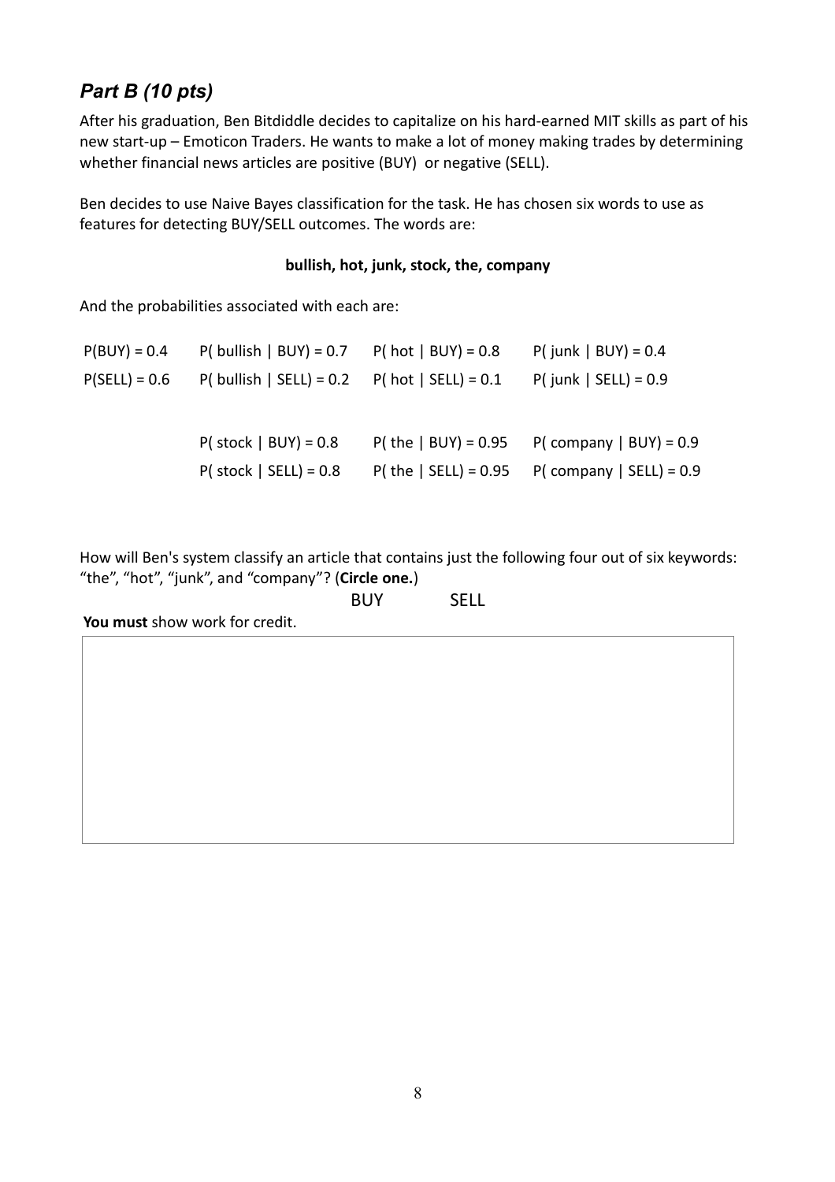## *Part B (10 pts)*

After his graduation, Ben Bitdiddle decides to capitalize on his hard-earned MIT skills as part of his new start-up – Emoticon Traders. He wants to make a lot of money making trades by determining whether financial news articles are positive (BUY) or negative (SELL).

Ben decides to use Naive Bayes classification for the task. He has chosen six words to use as features for detecting BUY/SELL outcomes. The words are:

**bullish, hot, junk, stock, the, company**

And the probabilities associated with each are:

| | | | |
|---|---|---|---|
| P(BUY) = 0.4 | P( bullish \| BUY) = 0.7 | P( hot \| BUY) = 0.8 | P( junk \| BUY) = 0.4 |
| P(SELL) = 0.6 | P( bullish \| SELL) = 0.2 | P( hot \| SELL) = 0.1 | P( junk \| SELL) = 0.9 |
| | | | |
| | P( stock \| BUY) = 0.8 | P( the \| BUY) = 0.95 | P( company \| BUY) = 0.9 |
| | P( stock \| SELL) = 0.8 | P( the \| SELL) = 0.95 | P( company \| SELL) = 0.9 |

How will Ben's system classify an article that contains just the following four out of six keywords: "the", "hot", "junk", and "company"? (**Circle one.**)

BUY SELL

**You must** show work for credit.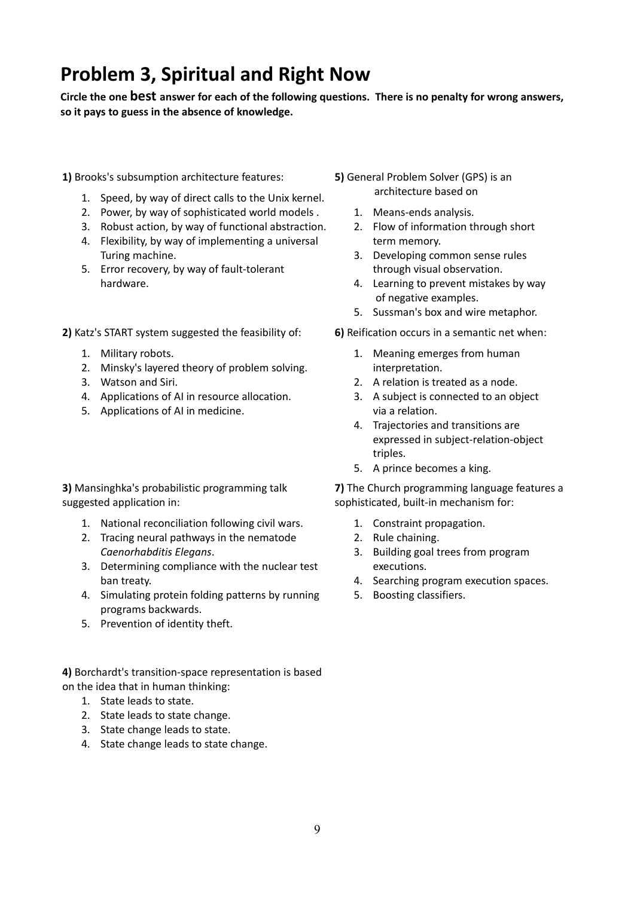# Problem 3, Spiritual and Right Now

**Circle the one best answer for each of the following questions. There is no penalty for wrong answers, so it pays to guess in the absence of knowledge.**

**1)** Brooks's subsumption architecture features:

1. Speed, by way of direct calls to the Unix kernel.
2. Power, by way of sophisticated world models .
3. Robust action, by way of functional abstraction.
4. Flexibility, by way of implementing a universal Turing machine.
5. Error recovery, by way of fault-tolerant hardware.

**2)** Katz's START system suggested the feasibility of:

1. Military robots.
2. Minsky's layered theory of problem solving.
3. Watson and Siri.
4. Applications of AI in resource allocation.
5. Applications of AI in medicine.

**3)** Mansinghka's probabilistic programming talk suggested application in:

1. National reconciliation following civil wars.
2. Tracing neural pathways in the nematode *Caenorhabditis Elegans*.
3. Determining compliance with the nuclear test ban treaty.
4. Simulating protein folding patterns by running programs backwards.
5. Prevention of identity theft.

**4)** Borchardt's transition-space representation is based on the idea that in human thinking:

1. State leads to state.
2. State leads to state change.
3. State change leads to state.
4. State change leads to state change.

**5)** General Problem Solver (GPS) is an architecture based on

1. Means-ends analysis.
2. Flow of information through short term memory.
3. Developing common sense rules through visual observation.
4. Learning to prevent mistakes by way of negative examples.
5. Sussman's box and wire metaphor.

**6)** Reification occurs in a semantic net when:

1. Meaning emerges from human interpretation.
2. A relation is treated as a node.
3. A subject is connected to an object via a relation.
4. Trajectories and transitions are expressed in subject-relation-object triples.
5. A prince becomes a king.

**7)** The Church programming language features a sophisticated, built-in mechanism for:

1. Constraint propagation.
2. Rule chaining.
3. Building goal trees from program executions.
4. Searching program execution spaces.
5. Boosting classifiers.